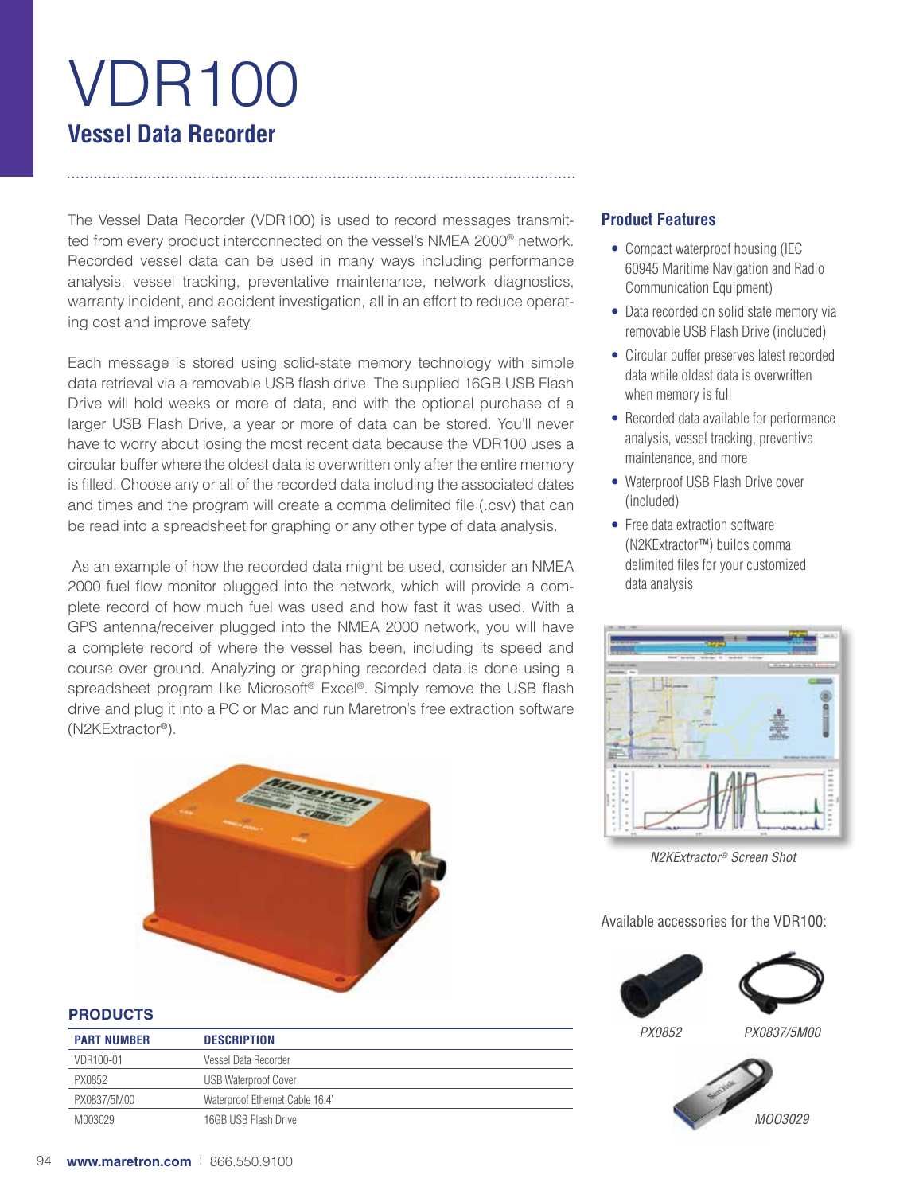# VDR100

## Vessel Data Recorder

The Vessel Data Recorder (VDR100) is used to record messages transmitted from every product interconnected on the vessel's NMEA 2000® network. Recorded vessel data can be used in many ways including performance analysis, vessel tracking, preventative maintenance, network diagnostics, warranty incident, and accident investigation, all in an effort to reduce operating cost and improve safety.

Each message is stored using solid-state memory technology with simple data retrieval via a removable USB flash drive. The supplied 16GB USB Flash Drive will hold weeks or more of data, and with the optional purchase of a larger USB Flash Drive, a year or more of data can be stored. You'll never have to worry about losing the most recent data because the VDR100 uses a circular buffer where the oldest data is overwritten only after the entire memory is filled. Choose any or all of the recorded data including the associated dates and times and the program will create a comma delimited file (.csv) that can be read into a spreadsheet for graphing or any other type of data analysis.

As an example of how the recorded data might be used, consider an NMEA 2000 fuel flow monitor plugged into the network, which will provide a complete record of how much fuel was used and how fast it was used. With a GPS antenna/receiver plugged into the NMEA 2000 network, you will have a complete record of where the vessel has been, including its speed and course over ground. Analyzing or graphing recorded data is done using a spreadsheet program like Microsoft® Excel®. Simply remove the USB flash drive and plug it into a PC or Mac and run Maretron's free extraction software (N2KExtractor®).

### Product Features

- Compact waterproof housing (IEC 60945 Maritime Navigation and Radio Communication Equipment)
- Data recorded on solid state memory via removable USB Flash Drive (included)
- Circular buffer preserves latest recorded data while oldest data is overwritten when memory is full
- Recorded data available for performance analysis, vessel tracking, preventive maintenance, and more
- Waterproof USB Flash Drive cover (included)
- Free data extraction software (N2KExtractor™) builds comma delimited files for your customized data analysis

*N2KExtractor® Screen Shot*

Available accessories for the VDR100:

*PX0852*

*PX0837/5M00*

*MOO3029*

### PRODUCTS

| PART NUMBER | DESCRIPTION |
|---|---|
| VDR100-01 | Vessel Data Recorder |
| PX0852 | USB Waterproof Cover |
| PX0837/5M00 | Waterproof Ethernet Cable 16.4' |
| M003029 | 16GB USB Flash Drive |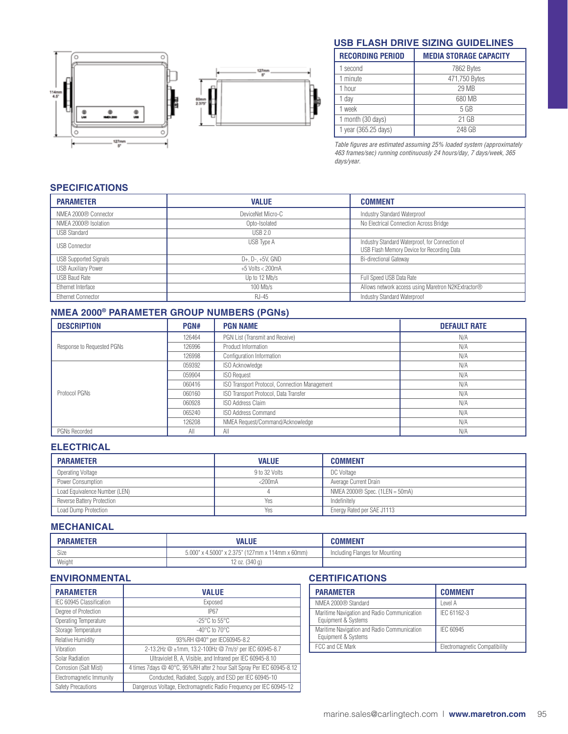## USB FLASH DRIVE SIZING GUIDELINES

| RECORDING PERIOD | MEDIA STORAGE CAPACITY |
|---|---|
| 1 second | 7862 Bytes |
| 1 minute | 471,750 Bytes |
| 1 hour | 29 MB |
| 1 day | 680 MB |
| 1 week | 5 GB |
| 1 month (30 days) | 21 GB |
| 1 year (365.25 days) | 248 GB |

*Table figures are estimated assuming 25% loaded system (approximately 463 frames/sec) running continuously 24 hours/day, 7 days/week, 365 days/year.*

## SPECIFICATIONS

| PARAMETER | VALUE | COMMENT |
|---|---|---|
| NMEA 2000® Connector | DeviceNet Micro-C | Industry Standard Waterproof |
| NMEA 2000® Isolation | Opto-Isolated | No Electrical Connection Across Bridge |
| USB Standard | USB 2.0 | |
| USB Connector | USB Type A | Industry Standard Waterproof, for Connection of USB Flash Memory Device for Recording Data |
| USB Supported Signals | D+, D-, +5V, GND | Bi-directional Gateway |
| USB Auxiliary Power | +5 Volts < 200mA | |
| USB Baud Rate | Up to 12 Mb/s | Full Speed USB Data Rate |
| Ethernet Interface | 100 Mb/s | Allows network access using Maretron N2KExtractor® |
| Ethernet Connector | RJ-45 | Industry Standard Waterproof |

## NMEA 2000® PARAMETER GROUP NUMBERS (PGNs)

| DESCRIPTION | PGN# | PGN NAME | DEFAULT RATE |
|---|---|---|---|
| Response to Requested PGNs | 126464 | PGN List (Transmit and Receive) | N/A |
| | 126996 | Product Information | N/A |
| | 126998 | Configuration Information | N/A |
| Protocol PGNs | 059392 | ISO Acknowledge | N/A |
| | 059904 | ISO Request | N/A |
| | 060416 | ISO Transport Protocol, Connection Management | N/A |
| | 060160 | ISO Transport Protocol, Data Transfer | N/A |
| | 060928 | ISO Address Claim | N/A |
| | 065240 | ISO Address Command | N/A |
| | 126208 | NMEA Request/Command/Acknowledge | N/A |
| PGNs Recorded | All | All | N/A |

## ELECTRICAL

| PARAMETER | VALUE | COMMENT |
|---|---|---|
| Operating Voltage | 9 to 32 Volts | DC Voltage |
| Power Consumption | <200mA | Average Current Drain |
| Load Equivalence Number (LEN) | 4 | NMEA 2000® Spec. (1LEN = 50mA) |
| Reverse Battery Protection | Yes | Indefinitely |
| Load Dump Protection | Yes | Energy Rated per SAE J1113 |

## MECHANICAL

| PARAMETER | VALUE | COMMENT |
|---|---|---|
| Size | 5.000" x 4.5000" x 2.375" (127mm x 114mm x 60mm) | Including Flanges for Mounting |
| Weight | 12 oz. (340 g) | |

## ENVIRONMENTAL

| PARAMETER | VALUE |
|---|---|
| IEC 60945 Classification | Exposed |
| Degree of Protection | IP67 |
| Operating Temperature | -25°C to 55°C |
| Storage Temperature | -40°C to 70°C |
| Relative Humidity | 93%RH @40° per IEC60945-8.2 |
| Vibration | 2-13.2Hz @ ±1mm, 13.2-100Hz @ 7m/s² per IEC 60945-8.7 |
| Solar Radiation | Ultraviolet B, A, Visible, and Infrared per IEC 60945-8.10 |
| Corrosion (Salt Mist) | 4 times 7days @ 40°C, 95%RH after 2 hour Salt Spray Per IEC 60945-8.12 |
| Electromagnetic Immunity | Conducted, Radiated, Supply, and ESD per IEC 60945-10 |
| Safety Precautions | Dangerous Voltage, Electromagnetic Radio Frequency per IEC 60945-12 |

## CERTIFICATIONS

| PARAMETER | COMMENT |
|---|---|
| NMEA 2000® Standard | Level A |
| Maritime Navigation and Radio Communication Equipment & Systems | IEC 61162-3 |
| Maritime Navigation and Radio Communication Equipment & Systems | IEC 60945 |
| FCC and CE Mark | Electromagnetic Compatibility |

marine.sales@carlingtech.com | **www.maretron.com**